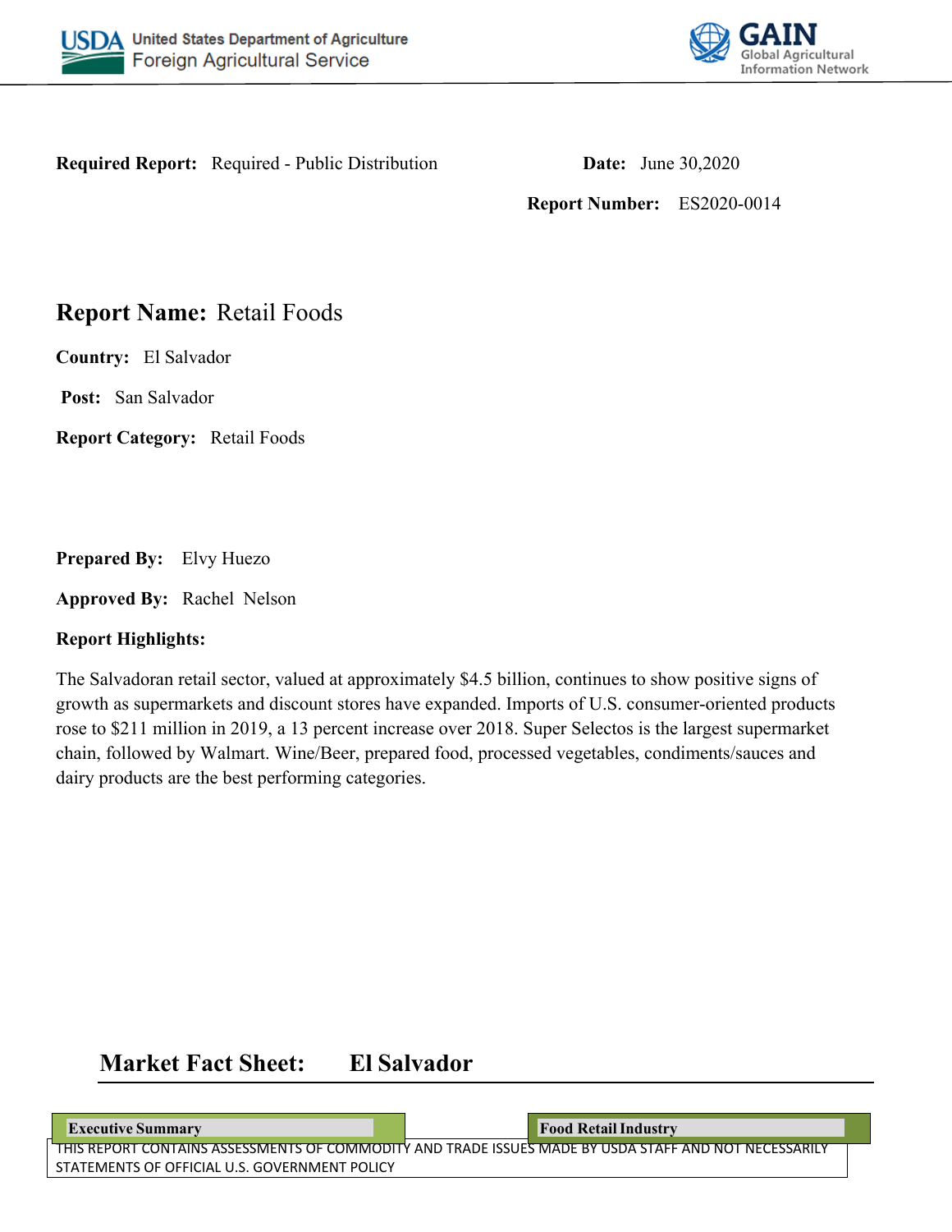**Required Report:** Required - Public Distribution

**Date:** June 30,2020

**Report Number:** ES2020-0014

# Report Name: Retail Foods

**Country:** El Salvador

**Post:** San Salvador

**Report Category:** Retail Foods

**Prepared By:** Elvy Huezo

**Approved By:** Rachel Nelson

**Report Highlights:**

The Salvadoran retail sector, valued at approximately $4.5 billion, continues to show positive signs of growth as supermarkets and discount stores have expanded. Imports of U.S. consumer-oriented products rose to $211 million in 2019, a 13 percent increase over 2018. Super Selectos is the largest supermarket chain, followed by Walmart. Wine/Beer, prepared food, processed vegetables, condiments/sauces and dairy products are the best performing categories.

## Market Fact Sheet: El Salvador

**Executive Summary**

**Food Retail Industry**

THIS REPORT CONTAINS ASSESSMENTS OF COMMODITY AND TRADE ISSUES MADE BY USDA STAFF AND NOT NECESSARILY STATEMENTS OF OFFICIAL U.S. GOVERNMENT POLICY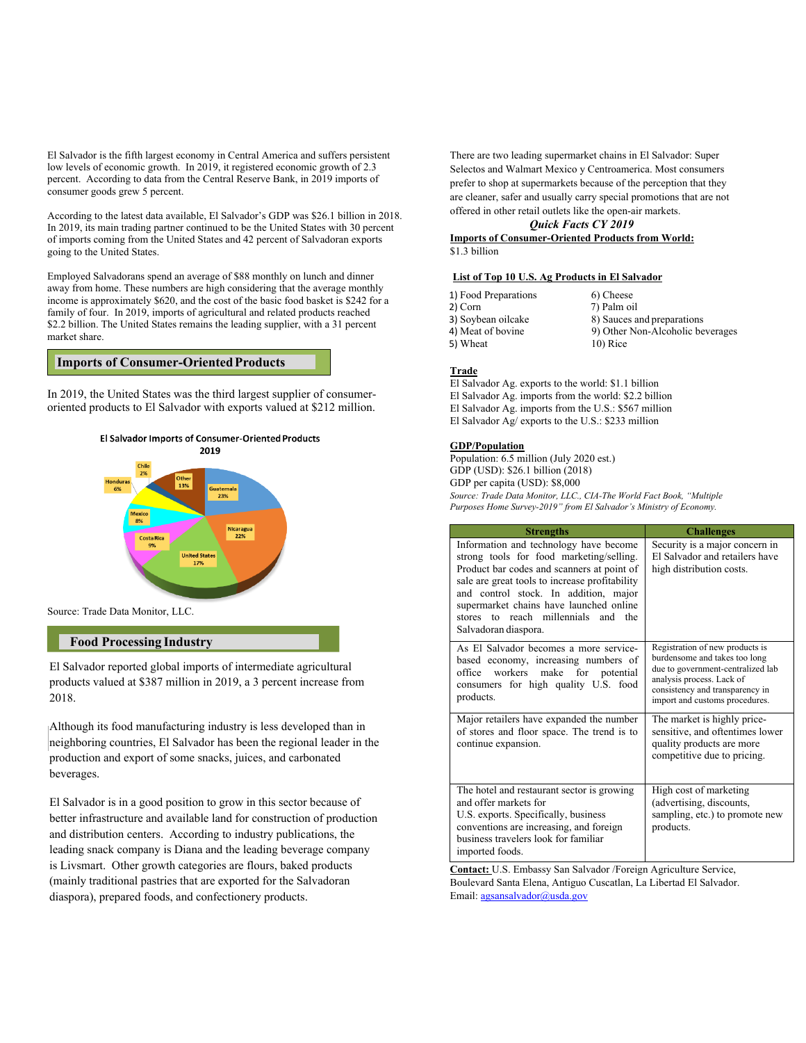El Salvador is the fifth largest economy in Central America and suffers persistent low levels of economic growth. In 2019, it registered economic growth of 2.3 percent. According to data from the Central Reserve Bank, in 2019 imports of consumer goods grew 5 percent.

According to the latest data available, El Salvador's GDP was $26.1 billion in 2018. In 2019, its main trading partner continued to be the United States with 30 percent of imports coming from the United States and 42 percent of Salvadoran exports going to the United States.

Employed Salvadorans spend an average of $88 monthly on lunch and dinner away from home. These numbers are high considering that the average monthly income is approximately $620, and the cost of the basic food basket is $242 for a family of four. In 2019, imports of agricultural and related products reached $2.2 billion. The United States remains the leading supplier, with a 31 percent market share.

## Imports of Consumer-Oriented Products

In 2019, the United States was the third largest supplier of consumer-oriented products to El Salvador with exports valued at $212 million.

**El Salvador Imports of Consumer-Oriented Products 2019**

| Country | Share |
|---|---|
| Guatemala | 23% |
| Nicaragua | 22% |
| United States | 17% |
| Costa Rica | 9% |
| Mexico | 8% |
| Honduras | 6% |
| Chile | 2% |
| Other | 13% |

Source: Trade Data Monitor, LLC.

## Food Processing Industry

El Salvador reported global imports of intermediate agricultural products valued at $387 million in 2019, a 3 percent increase from 2018.

Although its food manufacturing industry is less developed than in neighboring countries, El Salvador has been the regional leader in the production and export of some snacks, juices, and carbonated beverages.

El Salvador is in a good position to grow in this sector because of better infrastructure and available land for construction of production and distribution centers. According to industry publications, the leading snack company is Diana and the leading beverage company is Livsmart. Other growth categories are flours, baked products (mainly traditional pastries that are exported for the Salvadoran diaspora), prepared foods, and confectionery products.

There are two leading supermarket chains in El Salvador: Super Selectos and Walmart Mexico y Centroamerica. Most consumers prefer to shop at supermarkets because of the perception that they are cleaner, safer and usually carry special promotions that are not offered in other retail outlets like the open-air markets.

## *Quick Facts CY 2019*

**Imports of Consumer-Oriented Products from World:**
$1.3 billion

**List of Top 10 U.S. Ag Products in El Salvador**

1) Food Preparations
2) Corn
3) Soybean oilcake
4) Meat of bovine
5) Wheat
6) Cheese
7) Palm oil
8) Sauces and preparations
9) Other Non-Alcoholic beverages
10) Rice

**Trade**

El Salvador Ag. exports to the world: $1.1 billion
El Salvador Ag. imports from the world: $2.2 billion
El Salvador Ag. imports from the U.S.: $567 million
El Salvador Ag/ exports to the U.S.: $233 million

**GDP/Population**

Population: 6.5 million (July 2020 est.)
GDP (USD): $26.1 billion (2018)
GDP per capita (USD): $8,000

*Source: Trade Data Monitor, LLC., CIA-The World Fact Book, "Multiple Purposes Home Survey-2019" from El Salvador's Ministry of Economy.*

| Strengths | Challenges |
|---|---|
| Information and technology have become strong tools for food marketing/selling. Product bar codes and scanners at point of sale are great tools to increase profitability and control stock. In addition, major supermarket chains have launched online stores to reach millennials and the Salvadoran diaspora. | Security is a major concern in El Salvador and retailers have high distribution costs. |
| As El Salvador becomes a more service-based economy, increasing numbers of office workers make for potential consumers for high quality U.S. food products. | Registration of new products is burdensome and takes too long due to government-centralized lab analysis process. Lack of consistency and transparency in import and customs procedures. |
| Major retailers have expanded the number of stores and floor space. The trend is to continue expansion. | The market is highly price-sensitive, and oftentimes lower quality products are more competitive due to pricing. |
| The hotel and restaurant sector is growing and offer markets for U.S. exports. Specifically, business conventions are increasing, and foreign business travelers look for familiar imported foods. | High cost of marketing (advertising, discounts, sampling, etc.) to promote new products. |

**Contact:** U.S. Embassy San Salvador /Foreign Agriculture Service, Boulevard Santa Elena, Antiguo Cuscatlan, La Libertad El Salvador. Email: agsansalvador@usda.gov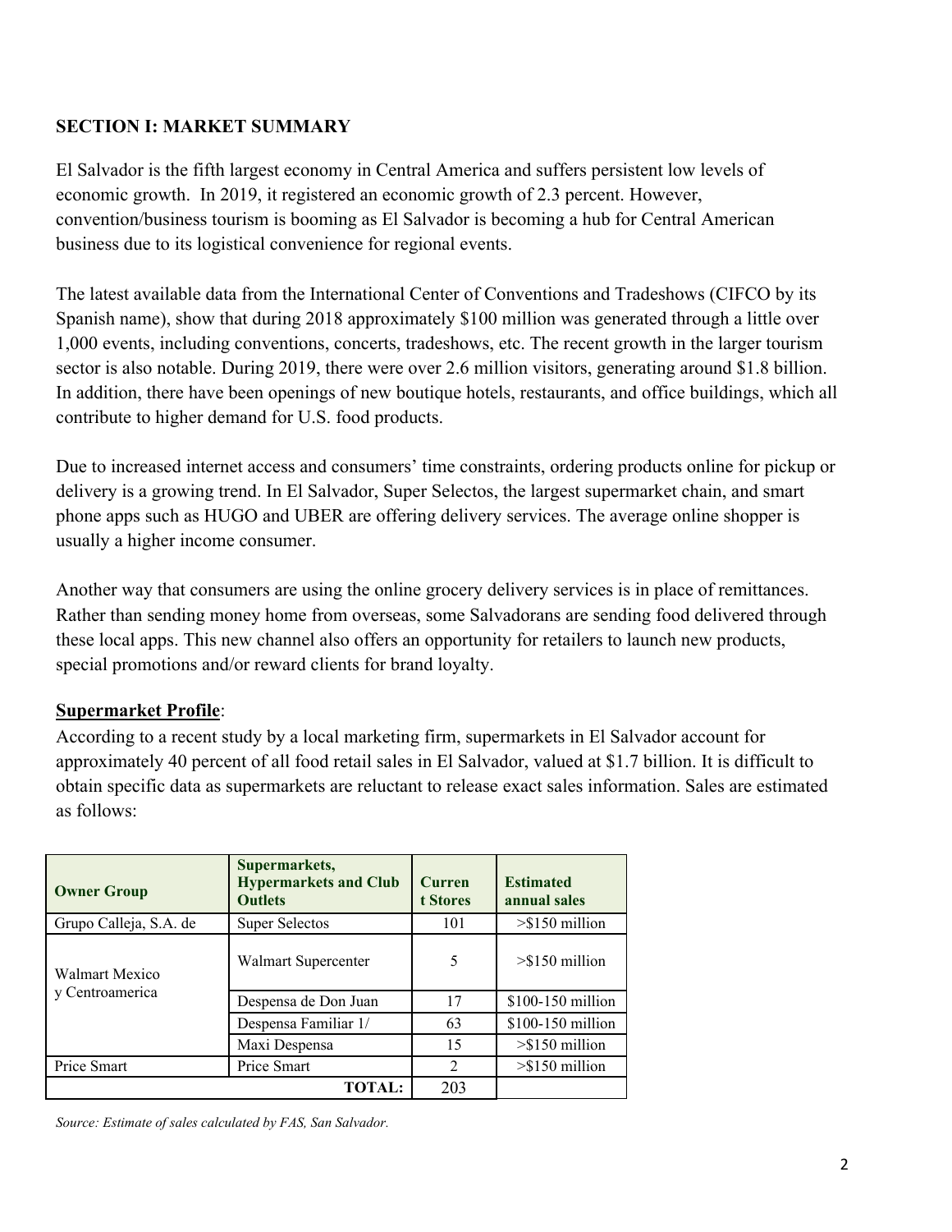## SECTION I: MARKET SUMMARY

El Salvador is the fifth largest economy in Central America and suffers persistent low levels of economic growth. In 2019, it registered an economic growth of 2.3 percent. However, convention/business tourism is booming as El Salvador is becoming a hub for Central American business due to its logistical convenience for regional events.

The latest available data from the International Center of Conventions and Tradeshows (CIFCO by its Spanish name), show that during 2018 approximately $100 million was generated through a little over 1,000 events, including conventions, concerts, tradeshows, etc. The recent growth in the larger tourism sector is also notable. During 2019, there were over 2.6 million visitors, generating around $1.8 billion. In addition, there have been openings of new boutique hotels, restaurants, and office buildings, which all contribute to higher demand for U.S. food products.

Due to increased internet access and consumers' time constraints, ordering products online for pickup or delivery is a growing trend. In El Salvador, Super Selectos, the largest supermarket chain, and smart phone apps such as HUGO and UBER are offering delivery services. The average online shopper is usually a higher income consumer.

Another way that consumers are using the online grocery delivery services is in place of remittances. Rather than sending money home from overseas, some Salvadorans are sending food delivered through these local apps. This new channel also offers an opportunity for retailers to launch new products, special promotions and/or reward clients for brand loyalty.

**Supermarket Profile**:

According to a recent study by a local marketing firm, supermarkets in El Salvador account for approximately 40 percent of all food retail sales in El Salvador, valued at $1.7 billion. It is difficult to obtain specific data as supermarkets are reluctant to release exact sales information. Sales are estimated as follows:

| Owner Group | Supermarkets, Hypermarkets and Club Outlets | Current Stores | Estimated annual sales |
|---|---|---|---|
| Grupo Calleja, S.A. de | Super Selectos | 101 | >$150 million |
| Walmart Mexico y Centroamerica | Walmart Supercenter | 5 | >$150 million |
| | Despensa de Don Juan | 17 | $100-150 million |
| | Despensa Familiar 1/ | 63 | $100-150 million |
| | Maxi Despensa | 15 | >$150 million |
| Price Smart | Price Smart | 2 | >$150 million |
| | **TOTAL:** | 203 | |

*Source: Estimate of sales calculated by FAS, San Salvador.*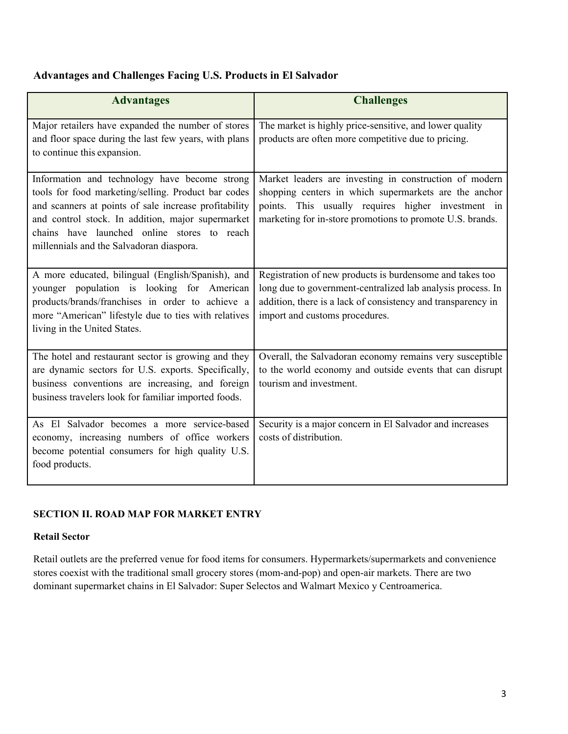**Advantages and Challenges Facing U.S. Products in El Salvador**

| Advantages | Challenges |
|---|---|
| Major retailers have expanded the number of stores and floor space during the last few years, with plans to continue this expansion. | The market is highly price-sensitive, and lower quality products are often more competitive due to pricing. |
| Information and technology have become strong tools for food marketing/selling. Product bar codes and scanners at points of sale increase profitability and control stock. In addition, major supermarket chains have launched online stores to reach millennials and the Salvadoran diaspora. | Market leaders are investing in construction of modern shopping centers in which supermarkets are the anchor points. This usually requires higher investment in marketing for in-store promotions to promote U.S. brands. |
| A more educated, bilingual (English/Spanish), and younger population is looking for American products/brands/franchises in order to achieve a more "American" lifestyle due to ties with relatives living in the United States. | Registration of new products is burdensome and takes too long due to government-centralized lab analysis process. In addition, there is a lack of consistency and transparency in import and customs procedures. |
| The hotel and restaurant sector is growing and they are dynamic sectors for U.S. exports. Specifically, business conventions are increasing, and foreign business travelers look for familiar imported foods. | Overall, the Salvadoran economy remains very susceptible to the world economy and outside events that can disrupt tourism and investment. |
| As El Salvador becomes a more service-based economy, increasing numbers of office workers become potential consumers for high quality U.S. food products. | Security is a major concern in El Salvador and increases costs of distribution. |

## SECTION II. ROAD MAP FOR MARKET ENTRY

### Retail Sector

Retail outlets are the preferred venue for food items for consumers. Hypermarkets/supermarkets and convenience stores coexist with the traditional small grocery stores (mom-and-pop) and open-air markets. There are two dominant supermarket chains in El Salvador: Super Selectos and Walmart Mexico y Centroamerica.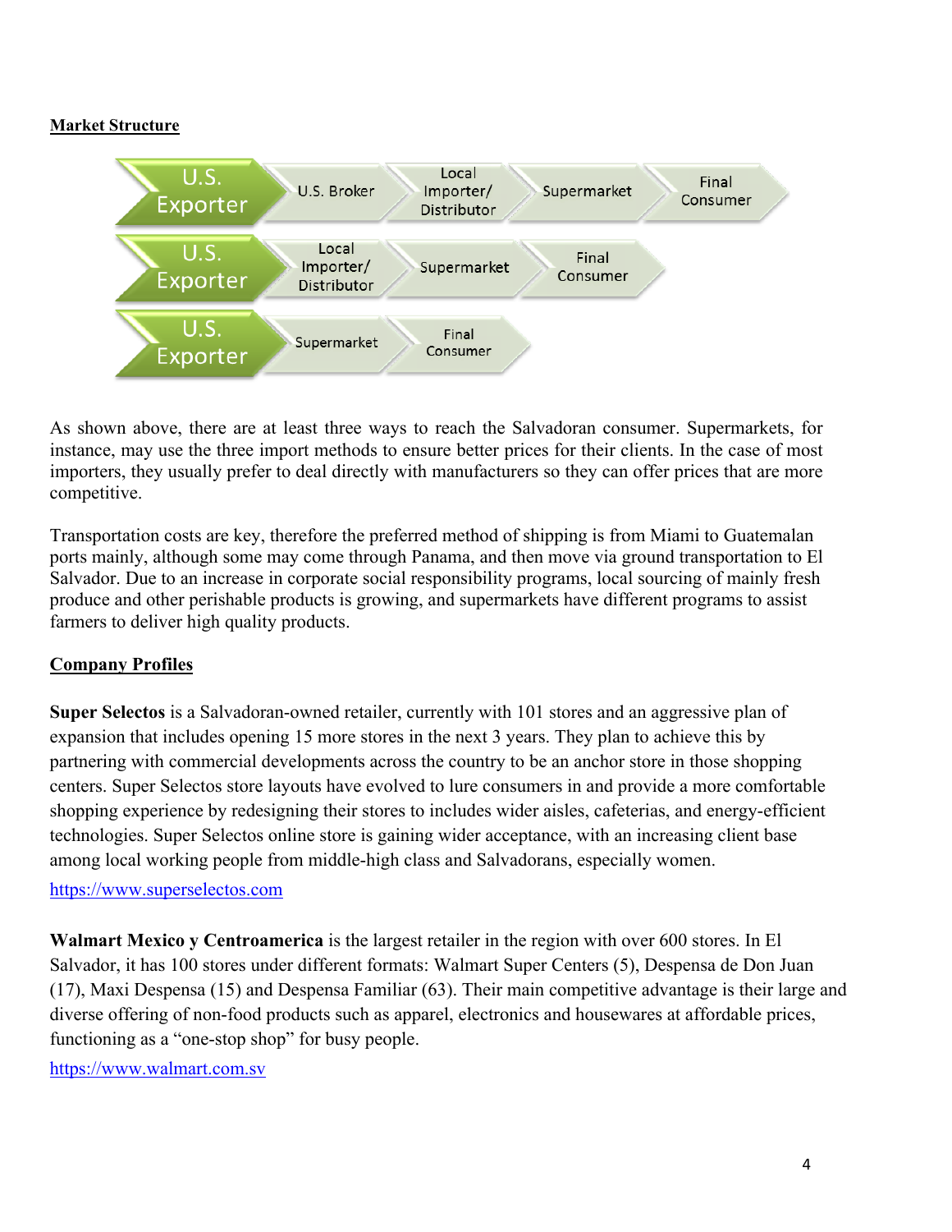**Market Structure**

U.S. Exporter → U.S. Broker → Local Importer/ Distributor → Supermarket → Final Consumer

U.S. Exporter → Local Importer/ Distributor → Supermarket → Final Consumer

U.S. Exporter → Supermarket → Final Consumer

As shown above, there are at least three ways to reach the Salvadoran consumer. Supermarkets, for instance, may use the three import methods to ensure better prices for their clients. In the case of most importers, they usually prefer to deal directly with manufacturers so they can offer prices that are more competitive.

Transportation costs are key, therefore the preferred method of shipping is from Miami to Guatemalan ports mainly, although some may come through Panama, and then move via ground transportation to El Salvador. Due to an increase in corporate social responsibility programs, local sourcing of mainly fresh produce and other perishable products is growing, and supermarkets have different programs to assist farmers to deliver high quality products.

**Company Profiles**

**Super Selectos** is a Salvadoran-owned retailer, currently with 101 stores and an aggressive plan of expansion that includes opening 15 more stores in the next 3 years. They plan to achieve this by partnering with commercial developments across the country to be an anchor store in those shopping centers. Super Selectos store layouts have evolved to lure consumers in and provide a more comfortable shopping experience by redesigning their stores to includes wider aisles, cafeterias, and energy-efficient technologies. Super Selectos online store is gaining wider acceptance, with an increasing client base among local working people from middle-high class and Salvadorans, especially women.

https://www.superselectos.com

**Walmart Mexico y Centroamerica** is the largest retailer in the region with over 600 stores. In El Salvador, it has 100 stores under different formats: Walmart Super Centers (5), Despensa de Don Juan (17), Maxi Despensa (15) and Despensa Familiar (63). Their main competitive advantage is their large and diverse offering of non-food products such as apparel, electronics and housewares at affordable prices, functioning as a "one-stop shop" for busy people.

https://www.walmart.com.sv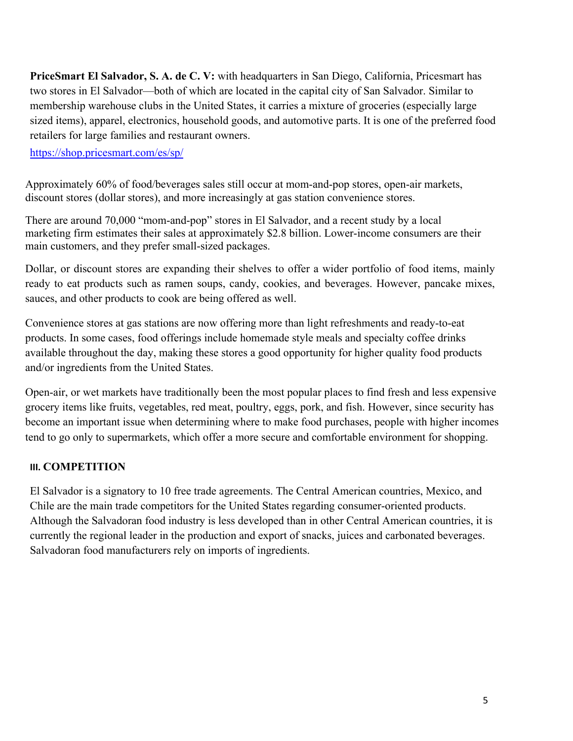**PriceSmart El Salvador, S. A. de C. V:** with headquarters in San Diego, California, Pricesmart has two stores in El Salvador—both of which are located in the capital city of San Salvador. Similar to membership warehouse clubs in the United States, it carries a mixture of groceries (especially large sized items), apparel, electronics, household goods, and automotive parts. It is one of the preferred food retailers for large families and restaurant owners.

https://shop.pricesmart.com/es/sp/

Approximately 60% of food/beverages sales still occur at mom-and-pop stores, open-air markets, discount stores (dollar stores), and more increasingly at gas station convenience stores.

There are around 70,000 "mom-and-pop" stores in El Salvador, and a recent study by a local marketing firm estimates their sales at approximately $2.8 billion. Lower-income consumers are their main customers, and they prefer small-sized packages.

Dollar, or discount stores are expanding their shelves to offer a wider portfolio of food items, mainly ready to eat products such as ramen soups, candy, cookies, and beverages. However, pancake mixes, sauces, and other products to cook are being offered as well.

Convenience stores at gas stations are now offering more than light refreshments and ready-to-eat products. In some cases, food offerings include homemade style meals and specialty coffee drinks available throughout the day, making these stores a good opportunity for higher quality food products and/or ingredients from the United States.

Open-air, or wet markets have traditionally been the most popular places to find fresh and less expensive grocery items like fruits, vegetables, red meat, poultry, eggs, pork, and fish. However, since security has become an important issue when determining where to make food purchases, people with higher incomes tend to go only to supermarkets, which offer a more secure and comfortable environment for shopping.

## III. COMPETITION

El Salvador is a signatory to 10 free trade agreements. The Central American countries, Mexico, and Chile are the main trade competitors for the United States regarding consumer-oriented products. Although the Salvadoran food industry is less developed than in other Central American countries, it is currently the regional leader in the production and export of snacks, juices and carbonated beverages. Salvadoran food manufacturers rely on imports of ingredients.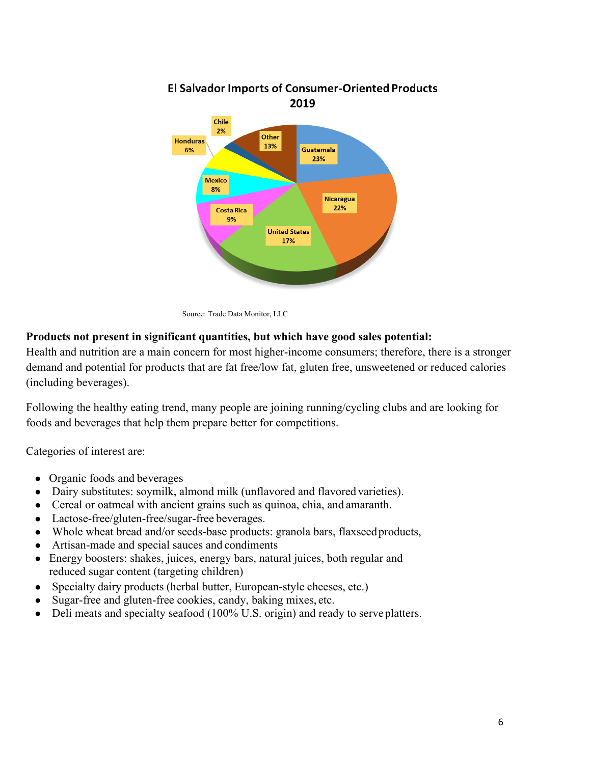**El Salvador Imports of Consumer-Oriented Products 2019**

| Country | Share |
|---|---|
| Guatemala | 23% |
| Nicaragua | 22% |
| United States | 17% |
| Costa Rica | 9% |
| Mexico | 8% |
| Honduras | 6% |
| Chile | 2% |
| Other | 13% |

Source: Trade Data Monitor, LLC

**Products not present in significant quantities, but which have good sales potential:**
Health and nutrition are a main concern for most higher-income consumers; therefore, there is a stronger demand and potential for products that are fat free/low fat, gluten free, unsweetened or reduced calories (including beverages).

Following the healthy eating trend, many people are joining running/cycling clubs and are looking for foods and beverages that help them prepare better for competitions.

Categories of interest are:

- Organic foods and beverages
- Dairy substitutes: soymilk, almond milk (unflavored and flavored varieties).
- Cereal or oatmeal with ancient grains such as quinoa, chia, and amaranth.
- Lactose-free/gluten-free/sugar-free beverages.
- Whole wheat bread and/or seeds-base products: granola bars, flaxseed products,
- Artisan-made and special sauces and condiments
- Energy boosters: shakes, juices, energy bars, natural juices, both regular and reduced sugar content (targeting children)
- Specialty dairy products (herbal butter, European-style cheeses, etc.)
- Sugar-free and gluten-free cookies, candy, baking mixes, etc.
- Deli meats and specialty seafood (100% U.S. origin) and ready to serve platters.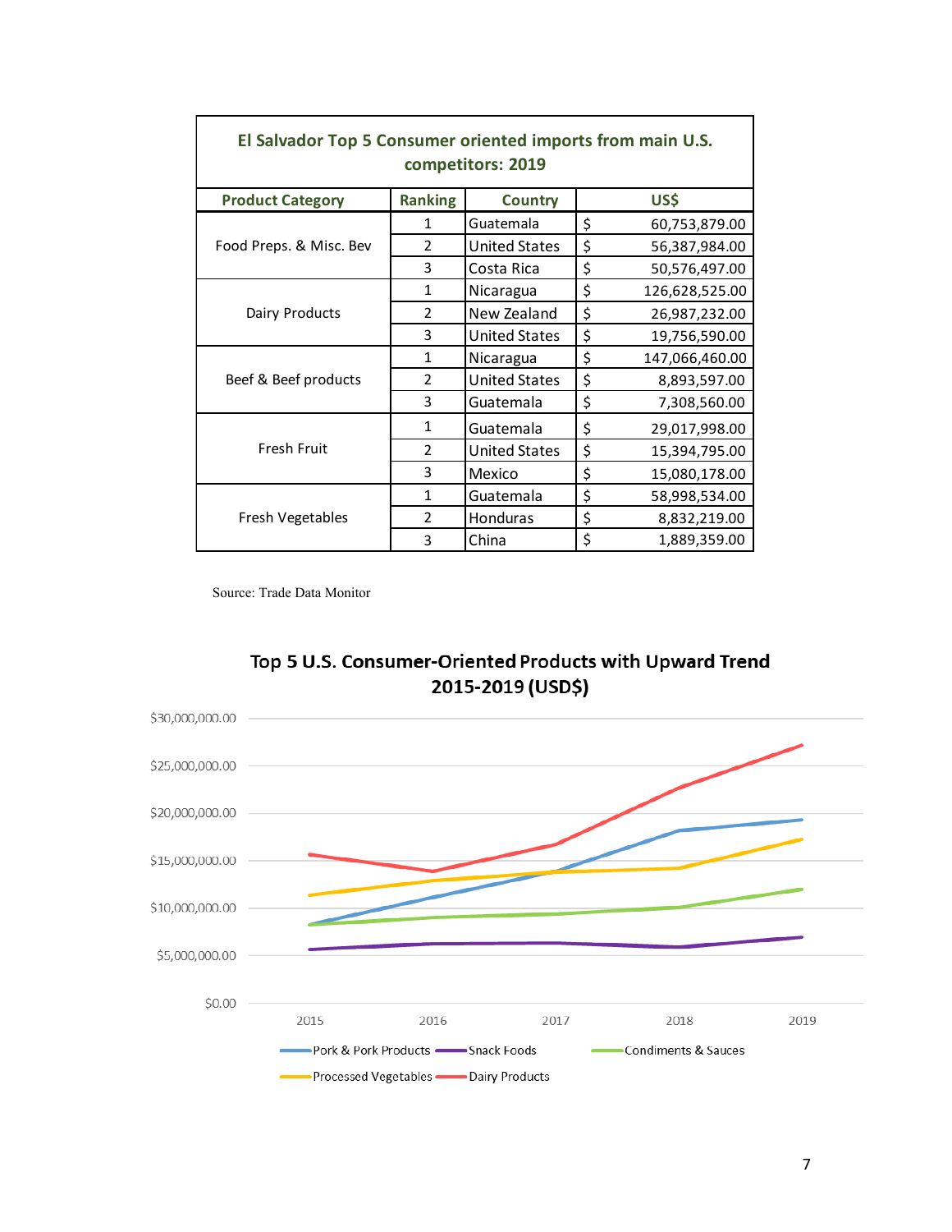| El Salvador Top 5 Consumer oriented imports from main U.S. competitors: 2019 | | | |
|---|---|---|---|
| **Product Category** | **Ranking** | **Country** | **US$** |
| Food Preps. & Misc. Bev | 1 | Guatemala | $ 60,753,879.00 |
| | 2 | United States | $ 56,387,984.00 |
| | 3 | Costa Rica | $ 50,576,497.00 |
| Dairy Products | 1 | Nicaragua | $ 126,628,525.00 |
| | 2 | New Zealand | $ 26,987,232.00 |
| | 3 | United States | $ 19,756,590.00 |
| Beef & Beef products | 1 | Nicaragua | $ 147,066,460.00 |
| | 2 | United States | $ 8,893,597.00 |
| | 3 | Guatemala | $ 7,308,560.00 |
| Fresh Fruit | 1 | Guatemala | $ 29,017,998.00 |
| | 2 | United States | $ 15,394,795.00 |
| | 3 | Mexico | $ 15,080,178.00 |
| Fresh Vegetables | 1 | Guatemala | $ 58,998,534.00 |
| | 2 | Honduras | $ 8,832,219.00 |
| | 3 | China | $ 1,889,359.00 |

Source: Trade Data Monitor

**Top 5 U.S. Consumer-Oriented Products with Upward Trend 2015-2019 (USD$)**

| Product | 2015 | 2016 | 2017 | 2018 | 2019 |
|---|---|---|---|---|---|
| Pork & Pork Products | ~$8,300,000 | ~$11,200,000 | ~$14,000,000 | ~$18,200,000 | ~$19,300,000 |
| Snack Foods | ~$5,600,000 | ~$6,200,000 | ~$6,300,000 | ~$5,900,000 | ~$6,900,000 |
| Condiments & Sauces | ~$8,300,000 | ~$9,000,000 | ~$9,400,000 | ~$10,100,000 | ~$12,000,000 |
| Processed Vegetables | ~$11,400,000 | ~$12,900,000 | ~$13,900,000 | ~$14,300,000 | ~$17,300,000 |
| Dairy Products | ~$15,600,000 | ~$13,900,000 | ~$16,800,000 | ~$22,700,000 | ~$27,200,000 |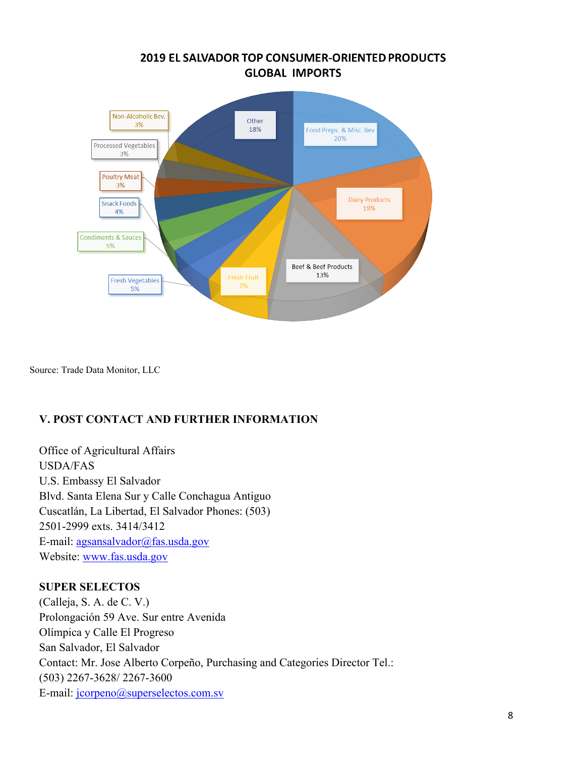**2019 EL SALVADOR TOP CONSUMER-ORIENTED PRODUCTS GLOBAL IMPORTS**

| Product | Share |
|---|---|
| Food Preps. & Misc. Bev | 20% |
| Dairy Products | 19% |
| Other | 18% |
| Beef & Beef Products | 13% |
| Fresh Fruit | 7% |
| Fresh Vegetables | 5% |
| Condiments & Sauces | 5% |
| Snack Foods | 4% |
| Poultry Meat | 3% |
| Processed Vegetables | 3% |
| Non-Alcoholic Bev. | 3% |

Source: Trade Data Monitor, LLC

## V. POST CONTACT AND FURTHER INFORMATION

Office of Agricultural Affairs
USDA/FAS
U.S. Embassy El Salvador
Blvd. Santa Elena Sur y Calle Conchagua Antiguo
Cuscatlán, La Libertad, El Salvador Phones: (503)
2501-2999 exts. 3414/3412
E-mail: agsansalvador@fas.usda.gov
Website: www.fas.usda.gov

**SUPER SELECTOS**
(Calleja, S. A. de C. V.)
Prolongación 59 Ave. Sur entre Avenida
Olímpica y Calle El Progreso
San Salvador, El Salvador
Contact: Mr. Jose Alberto Corpeño, Purchasing and Categories Director Tel.:
(503) 2267-3628/ 2267-3600
E-mail: jcorpeno@superselectos.com.sv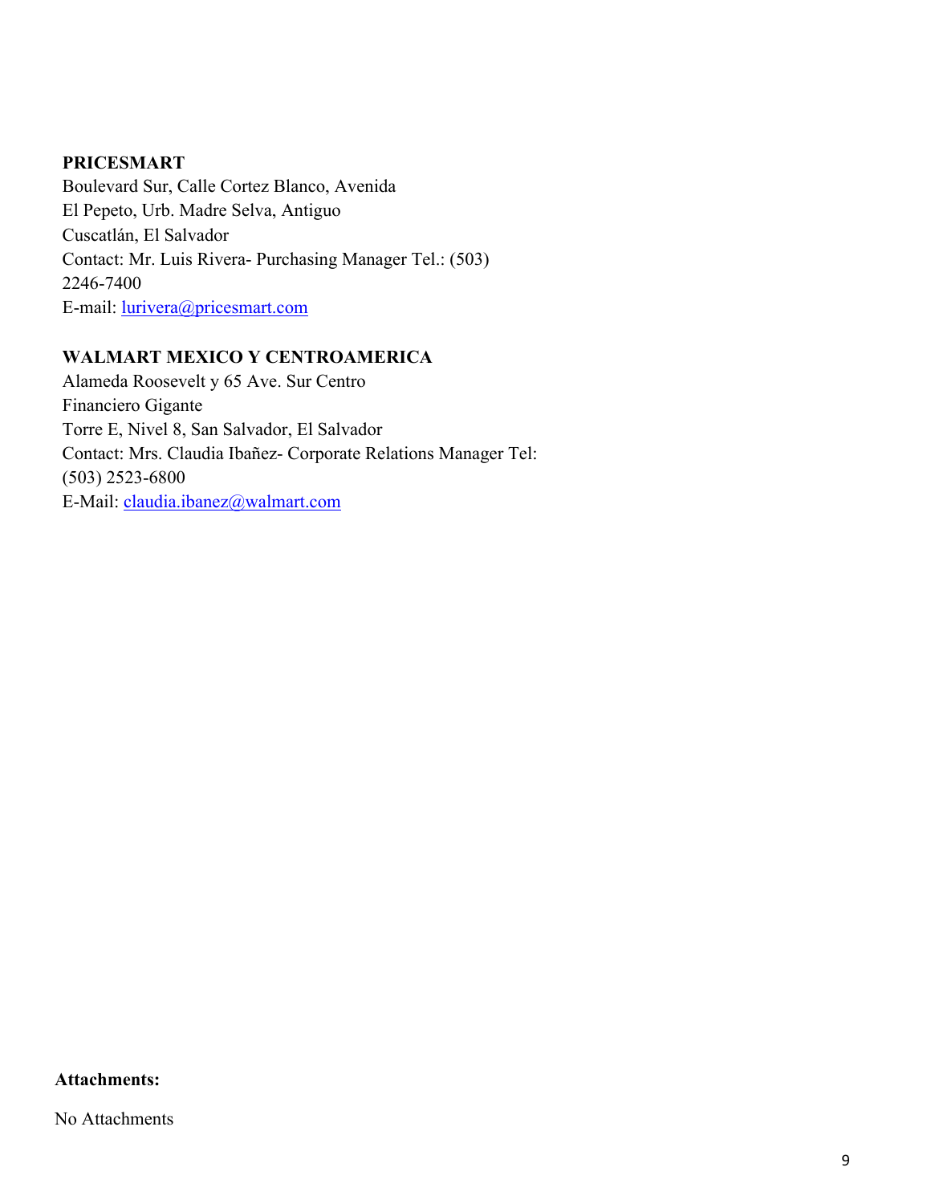**PRICESMART**
Boulevard Sur, Calle Cortez Blanco, Avenida
El Pepeto, Urb. Madre Selva, Antiguo
Cuscatlán, El Salvador
Contact: Mr. Luis Rivera- Purchasing Manager Tel.: (503)
2246-7400
E-mail: lurivera@pricesmart.com

**WALMART MEXICO Y CENTROAMERICA**
Alameda Roosevelt y 65 Ave. Sur Centro
Financiero Gigante
Torre E, Nivel 8, San Salvador, El Salvador
Contact: Mrs. Claudia Ibañez- Corporate Relations Manager Tel:
(503) 2523-6800
E-Mail: claudia.ibanez@walmart.com

**Attachments:**

No Attachments